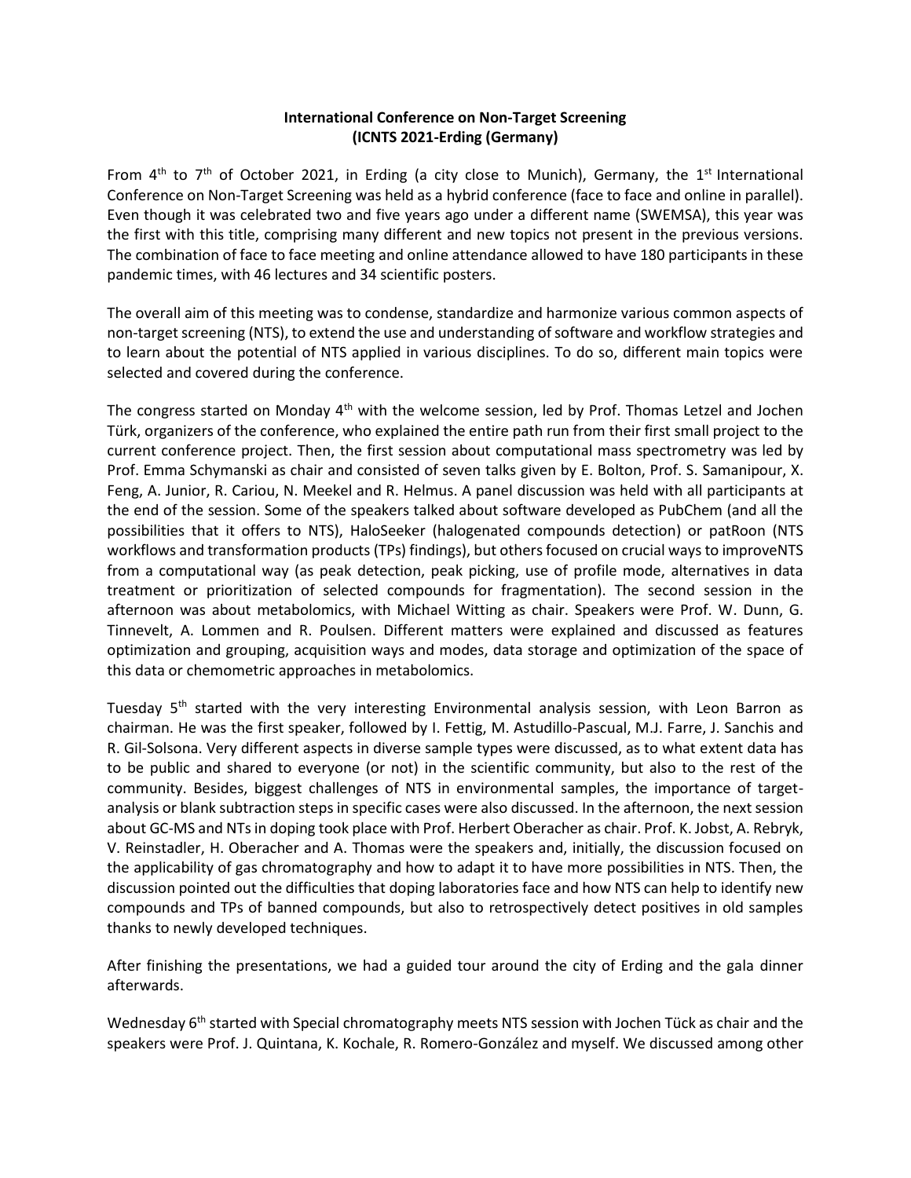**International Conference on Non-Target Screening (ICNTS 2021-Erding (Germany)**

From 4th to 7th of October 2021, in Erding (a city close to Munich), Germany, the 1st International Conference on Non-Target Screening was held as a hybrid conference (face to face and online in parallel). Even though it was celebrated two and five years ago under a different name (SWEMSA), this year was the first with this title, comprising many different and new topics not present in the previous versions. The combination of face to face meeting and online attendance allowed to have 180 participants in these pandemic times, with 46 lectures and 34 scientific posters.

The overall aim of this meeting was to condense, standardize and harmonize various common aspects of non-target screening (NTS), to extend the use and understanding of software and workflow strategies and to learn about the potential of NTS applied in various disciplines. To do so, different main topics were selected and covered during the conference.

The congress started on Monday 4th with the welcome session, led by Prof. Thomas Letzel and Jochen Türk, organizers of the conference, who explained the entire path run from their first small project to the current conference project. Then, the first session about computational mass spectrometry was led by Prof. Emma Schymanski as chair and consisted of seven talks given by E. Bolton, Prof. S. Samanipour, X. Feng, A. Junior, R. Cariou, N. Meekel and R. Helmus. A panel discussion was held with all participants at the end of the session. Some of the speakers talked about software developed as PubChem (and all the possibilities that it offers to NTS), HaloSeeker (halogenated compounds detection) or patRoon (NTS workflows and transformation products (TPs) findings), but others focused on crucial ways to improveNTS from a computational way (as peak detection, peak picking, use of profile mode, alternatives in data treatment or prioritization of selected compounds for fragmentation). The second session in the afternoon was about metabolomics, with Michael Witting as chair. Speakers were Prof. W. Dunn, G. Tinnevelt, A. Lommen and R. Poulsen. Different matters were explained and discussed as features optimization and grouping, acquisition ways and modes, data storage and optimization of the space of this data or chemometric approaches in metabolomics.

Tuesday 5th started with the very interesting Environmental analysis session, with Leon Barron as chairman. He was the first speaker, followed by I. Fettig, M. Astudillo-Pascual, M.J. Farre, J. Sanchis and R. Gil-Solsona. Very different aspects in diverse sample types were discussed, as to what extent data has to be public and shared to everyone (or not) in the scientific community, but also to the rest of the community. Besides, biggest challenges of NTS in environmental samples, the importance of target-analysis or blank subtraction steps in specific cases were also discussed. In the afternoon, the next session about GC-MS and NTs in doping took place with Prof. Herbert Oberacher as chair. Prof. K. Jobst, A. Rebryk, V. Reinstadler, H. Oberacher and A. Thomas were the speakers and, initially, the discussion focused on the applicability of gas chromatography and how to adapt it to have more possibilities in NTS. Then, the discussion pointed out the difficulties that doping laboratories face and how NTS can help to identify new compounds and TPs of banned compounds, but also to retrospectively detect positives in old samples thanks to newly developed techniques.

After finishing the presentations, we had a guided tour around the city of Erding and the gala dinner afterwards.

Wednesday 6th started with Special chromatography meets NTS session with Jochen Tück as chair and the speakers were Prof. J. Quintana, K. Kochale, R. Romero-González and myself. We discussed among other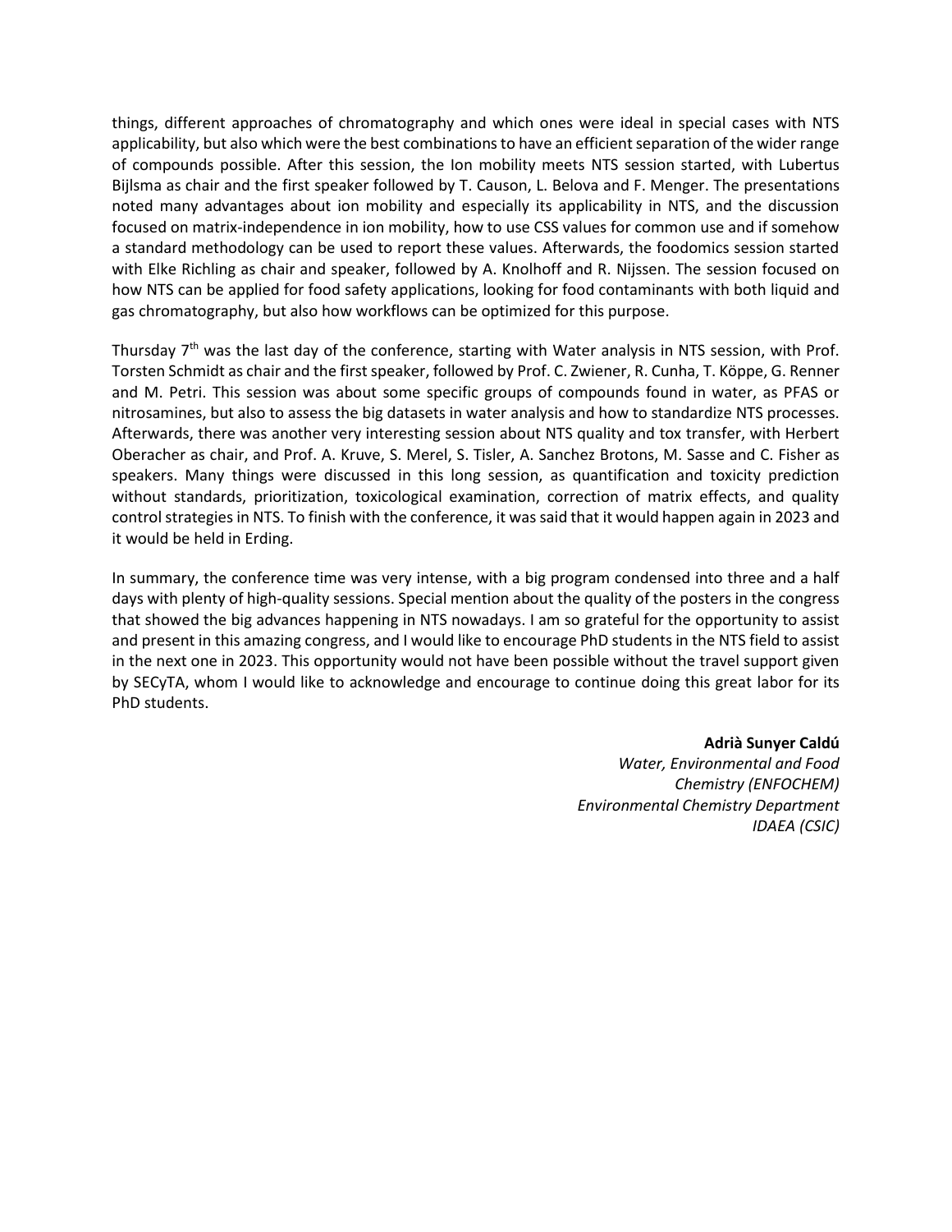things, different approaches of chromatography and which ones were ideal in special cases with NTS applicability, but also which were the best combinations to have an efficient separation of the wider range of compounds possible. After this session, the Ion mobility meets NTS session started, with Lubertus Bijlsma as chair and the first speaker followed by T. Causon, L. Belova and F. Menger. The presentations noted many advantages about ion mobility and especially its applicability in NTS, and the discussion focused on matrix-independence in ion mobility, how to use CSS values for common use and if somehow a standard methodology can be used to report these values. Afterwards, the foodomics session started with Elke Richling as chair and speaker, followed by A. Knolhoff and R. Nijssen. The session focused on how NTS can be applied for food safety applications, looking for food contaminants with both liquid and gas chromatography, but also how workflows can be optimized for this purpose.

Thursday 7$^{th}$ was the last day of the conference, starting with Water analysis in NTS session, with Prof. Torsten Schmidt as chair and the first speaker, followed by Prof. C. Zwiener, R. Cunha, T. Köppe, G. Renner and M. Petri. This session was about some specific groups of compounds found in water, as PFAS or nitrosamines, but also to assess the big datasets in water analysis and how to standardize NTS processes. Afterwards, there was another very interesting session about NTS quality and tox transfer, with Herbert Oberacher as chair, and Prof. A. Kruve, S. Merel, S. Tisler, A. Sanchez Brotons, M. Sasse and C. Fisher as speakers. Many things were discussed in this long session, as quantification and toxicity prediction without standards, prioritization, toxicological examination, correction of matrix effects, and quality control strategies in NTS. To finish with the conference, it was said that it would happen again in 2023 and it would be held in Erding.

In summary, the conference time was very intense, with a big program condensed into three and a half days with plenty of high-quality sessions. Special mention about the quality of the posters in the congress that showed the big advances happening in NTS nowadays. I am so grateful for the opportunity to assist and present in this amazing congress, and I would like to encourage PhD students in the NTS field to assist in the next one in 2023. This opportunity would not have been possible without the travel support given by SECyTA, whom I would like to acknowledge and encourage to continue doing this great labor for its PhD students.

**Adrià Sunyer Caldú**
*Water, Environmental and Food Chemistry (ENFOCHEM)*
*Environmental Chemistry Department*
*IDAEA (CSIC)*